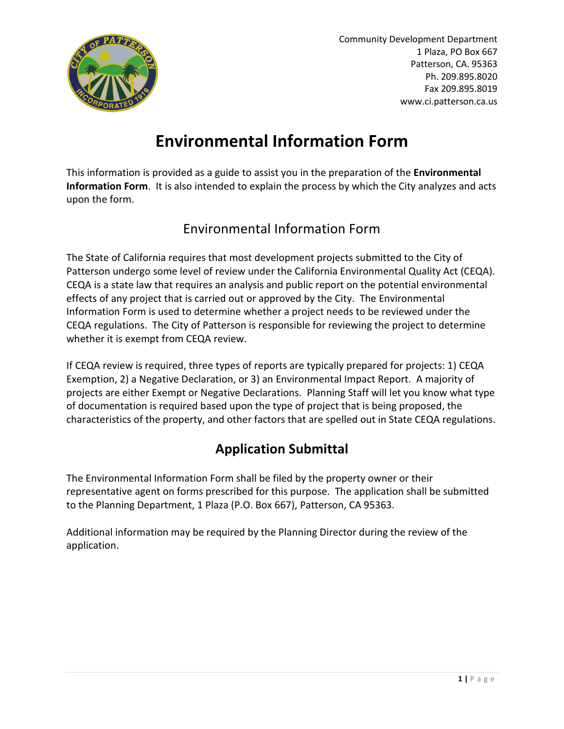Community Development Department
1 Plaza, PO Box 667
Patterson, CA. 95363
Ph. 209.895.8020
Fax 209.895.8019
www.ci.patterson.ca.us

# Environmental Information Form

This information is provided as a guide to assist you in the preparation of the **Environmental Information Form**. It is also intended to explain the process by which the City analyzes and acts upon the form.

## Environmental Information Form

The State of California requires that most development projects submitted to the City of Patterson undergo some level of review under the California Environmental Quality Act (CEQA). CEQA is a state law that requires an analysis and public report on the potential environmental effects of any project that is carried out or approved by the City. The Environmental Information Form is used to determine whether a project needs to be reviewed under the CEQA regulations. The City of Patterson is responsible for reviewing the project to determine whether it is exempt from CEQA review.

If CEQA review is required, three types of reports are typically prepared for projects: 1) CEQA Exemption, 2) a Negative Declaration, or 3) an Environmental Impact Report. A majority of projects are either Exempt or Negative Declarations. Planning Staff will let you know what type of documentation is required based upon the type of project that is being proposed, the characteristics of the property, and other factors that are spelled out in State CEQA regulations.

## Application Submittal

The Environmental Information Form shall be filed by the property owner or their representative agent on forms prescribed for this purpose. The application shall be submitted to the Planning Department, 1 Plaza (P.O. Box 667), Patterson, CA 95363.

Additional information may be required by the Planning Director during the review of the application.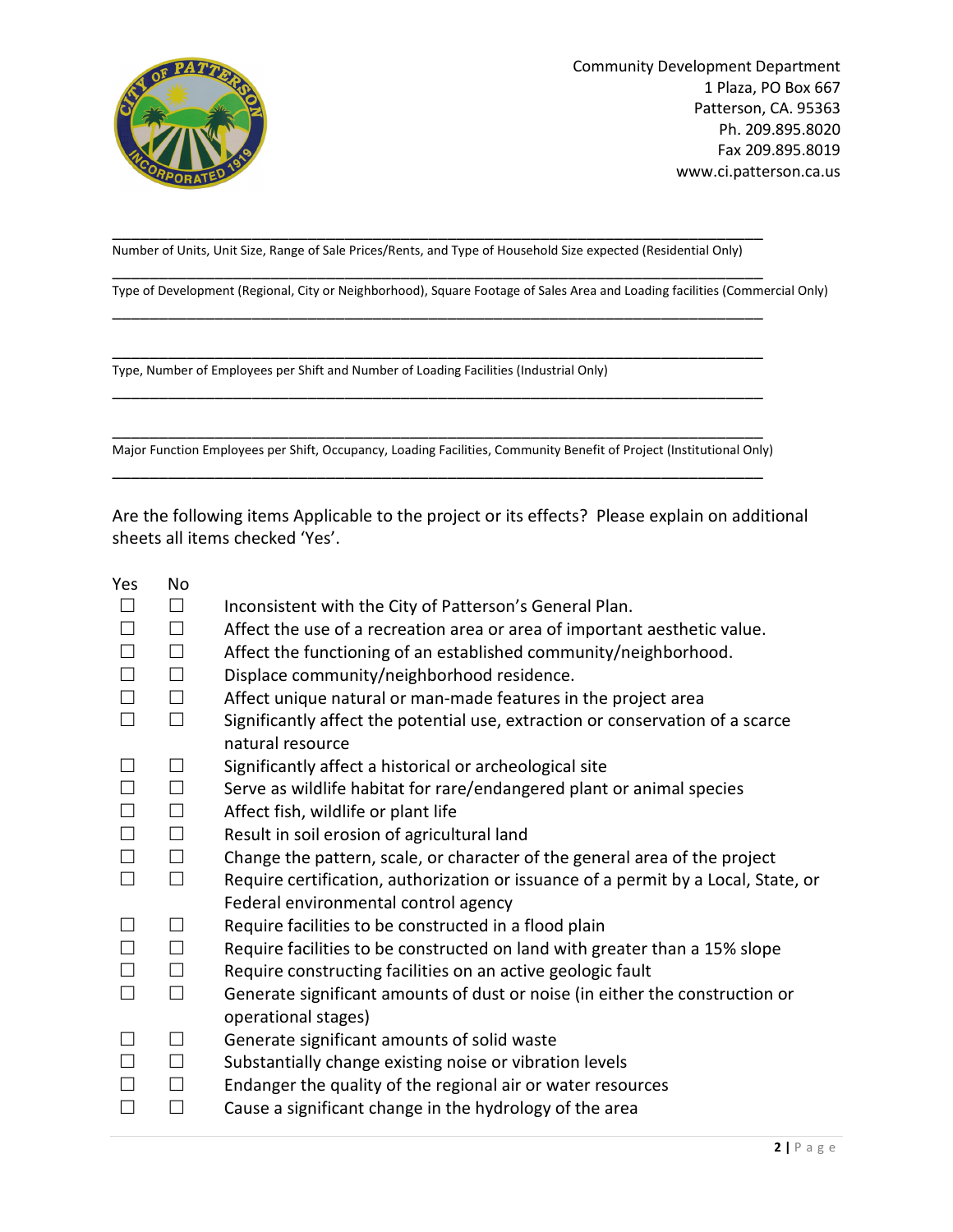Community Development Department
1 Plaza, PO Box 667
Patterson, CA. 95363
Ph. 209.895.8020
Fax 209.895.8019
www.ci.patterson.ca.us

\_\_\_\_\_\_\_\_\_\_\_\_\_\_\_\_\_\_\_\_\_\_\_\_\_\_\_\_\_\_\_\_\_\_\_\_\_\_\_\_\_\_\_\_\_\_\_\_\_\_\_\_\_\_\_\_\_\_\_\_\_\_\_\_\_\_\_\_\_\_\_\_

Number of Units, Unit Size, Range of Sale Prices/Rents, and Type of Household Size expected (Residential Only)

\_\_\_\_\_\_\_\_\_\_\_\_\_\_\_\_\_\_\_\_\_\_\_\_\_\_\_\_\_\_\_\_\_\_\_\_\_\_\_\_\_\_\_\_\_\_\_\_\_\_\_\_\_\_\_\_\_\_\_\_\_\_\_\_\_\_\_\_\_\_\_\_

Type of Development (Regional, City or Neighborhood), Square Footage of Sales Area and Loading facilities (Commercial Only)

\_\_\_\_\_\_\_\_\_\_\_\_\_\_\_\_\_\_\_\_\_\_\_\_\_\_\_\_\_\_\_\_\_\_\_\_\_\_\_\_\_\_\_\_\_\_\_\_\_\_\_\_\_\_\_\_\_\_\_\_\_\_\_\_\_\_\_\_\_\_\_\_

\_\_\_\_\_\_\_\_\_\_\_\_\_\_\_\_\_\_\_\_\_\_\_\_\_\_\_\_\_\_\_\_\_\_\_\_\_\_\_\_\_\_\_\_\_\_\_\_\_\_\_\_\_\_\_\_\_\_\_\_\_\_\_\_\_\_\_\_\_\_\_\_

Type, Number of Employees per Shift and Number of Loading Facilities (Industrial Only)

\_\_\_\_\_\_\_\_\_\_\_\_\_\_\_\_\_\_\_\_\_\_\_\_\_\_\_\_\_\_\_\_\_\_\_\_\_\_\_\_\_\_\_\_\_\_\_\_\_\_\_\_\_\_\_\_\_\_\_\_\_\_\_\_\_\_\_\_\_\_\_\_

\_\_\_\_\_\_\_\_\_\_\_\_\_\_\_\_\_\_\_\_\_\_\_\_\_\_\_\_\_\_\_\_\_\_\_\_\_\_\_\_\_\_\_\_\_\_\_\_\_\_\_\_\_\_\_\_\_\_\_\_\_\_\_\_\_\_\_\_\_\_\_\_

Major Function Employees per Shift, Occupancy, Loading Facilities, Community Benefit of Project (Institutional Only)

\_\_\_\_\_\_\_\_\_\_\_\_\_\_\_\_\_\_\_\_\_\_\_\_\_\_\_\_\_\_\_\_\_\_\_\_\_\_\_\_\_\_\_\_\_\_\_\_\_\_\_\_\_\_\_\_\_\_\_\_\_\_\_\_\_\_\_\_\_\_\_\_

Are the following items Applicable to the project or its effects? Please explain on additional sheets all items checked 'Yes'.

| Yes | No | |
|---|---|---|
| ☐ | ☐ | Inconsistent with the City of Patterson's General Plan. |
| ☐ | ☐ | Affect the use of a recreation area or area of important aesthetic value. |
| ☐ | ☐ | Affect the functioning of an established community/neighborhood. |
| ☐ | ☐ | Displace community/neighborhood residence. |
| ☐ | ☐ | Affect unique natural or man-made features in the project area |
| ☐ | ☐ | Significantly affect the potential use, extraction or conservation of a scarce natural resource |
| ☐ | ☐ | Significantly affect a historical or archeological site |
| ☐ | ☐ | Serve as wildlife habitat for rare/endangered plant or animal species |
| ☐ | ☐ | Affect fish, wildlife or plant life |
| ☐ | ☐ | Result in soil erosion of agricultural land |
| ☐ | ☐ | Change the pattern, scale, or character of the general area of the project |
| ☐ | ☐ | Require certification, authorization or issuance of a permit by a Local, State, or Federal environmental control agency |
| ☐ | ☐ | Require facilities to be constructed in a flood plain |
| ☐ | ☐ | Require facilities to be constructed on land with greater than a 15% slope |
| ☐ | ☐ | Require constructing facilities on an active geologic fault |
| ☐ | ☐ | Generate significant amounts of dust or noise (in either the construction or operational stages) |
| ☐ | ☐ | Generate significant amounts of solid waste |
| ☐ | ☐ | Substantially change existing noise or vibration levels |
| ☐ | ☐ | Endanger the quality of the regional air or water resources |
| ☐ | ☐ | Cause a significant change in the hydrology of the area |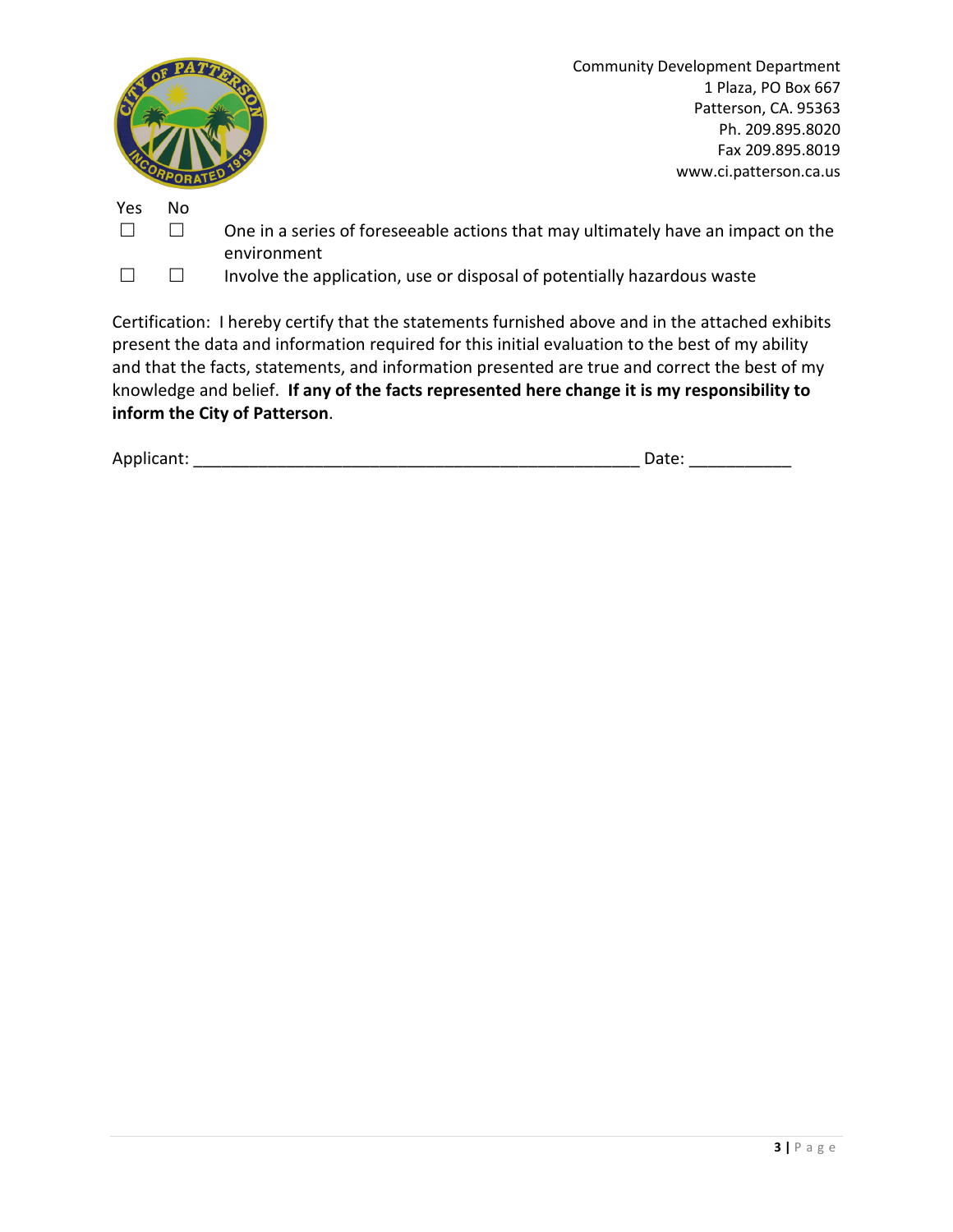Community Development Department
1 Plaza, PO Box 667
Patterson, CA. 95363
Ph. 209.895.8020
Fax 209.895.8019
www.ci.patterson.ca.us

| Yes | No | |
|---|---|---|
| ☐ | ☐ | One in a series of foreseeable actions that may ultimately have an impact on the environment |
| ☐ | ☐ | Involve the application, use or disposal of potentially hazardous waste |

Certification: I hereby certify that the statements furnished above and in the attached exhibits present the data and information required for this initial evaluation to the best of my ability and that the facts, statements, and information presented are true and correct the best of my knowledge and belief. **If any of the facts represented here change it is my responsibility to inform the City of Patterson**.

Applicant: _______________________________________________ Date: ___________